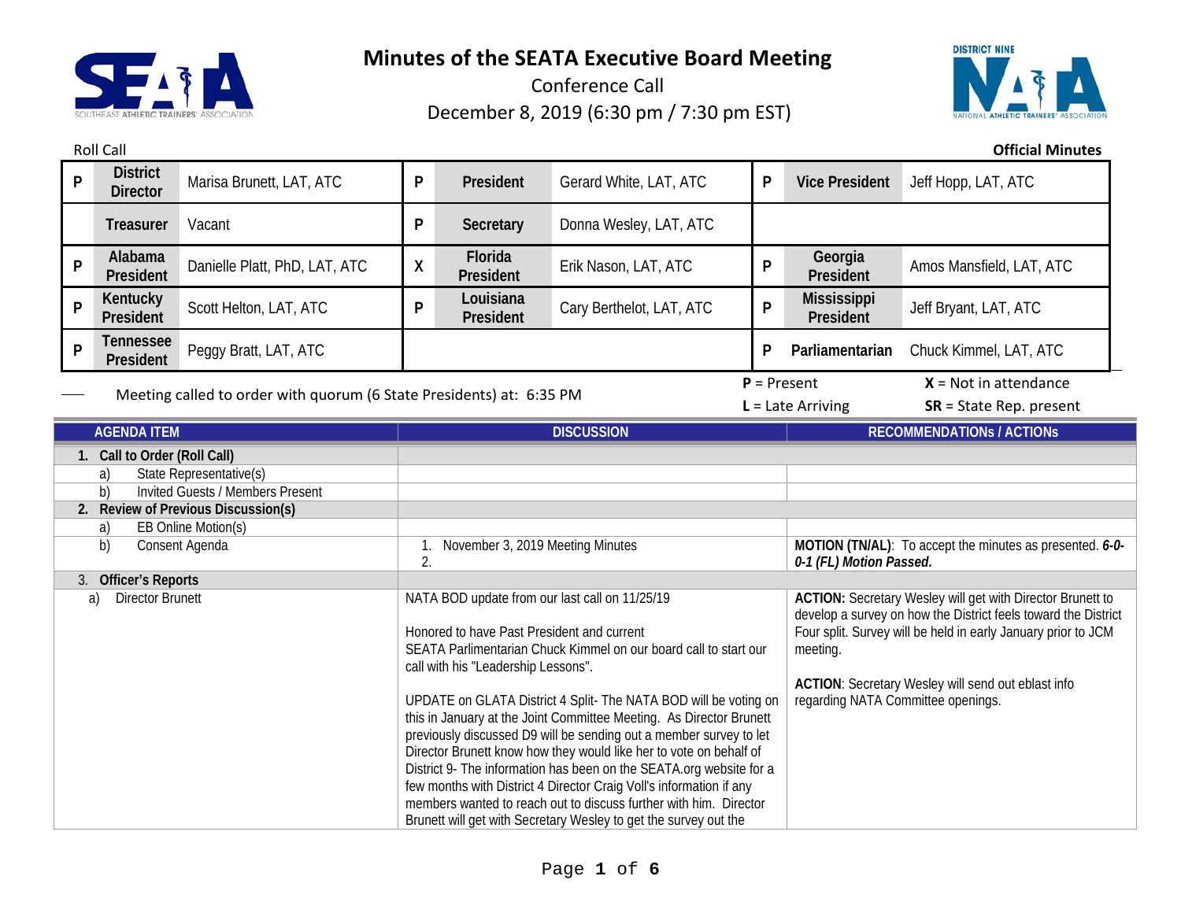# Minutes of the SEATA Executive Board Meeting

Conference Call

December 8, 2019 (6:30 pm / 7:30 pm EST)

Roll Call

**Official Minutes**

| | | | | | | | | |
|---|---|---|---|---|---|---|---|---|
| P | **District Director** | Marisa Brunett, LAT, ATC | P | **President** | Gerard White, LAT, ATC | P | **Vice President** | Jeff Hopp, LAT, ATC |
| | **Treasurer** | Vacant | P | **Secretary** | Donna Wesley, LAT, ATC | | | |
| P | **Alabama President** | Danielle Platt, PhD, LAT, ATC | X | **Florida President** | Erik Nason, LAT, ATC | P | **Georgia President** | Amos Mansfield, LAT, ATC |
| P | **Kentucky President** | Scott Helton, LAT, ATC | P | **Louisiana President** | Cary Berthelot, LAT, ATC | P | **Mississippi President** | Jeff Bryant, LAT, ATC |
| P | **Tennessee President** | Peggy Bratt, LAT, ATC | | | | P | **Parliamentarian** | Chuck Kimmel, LAT, ATC |

Meeting called to order with quorum (6 State Presidents) at: 6:35 PM

**P** = Present | **X** = Not in attendance | **L** = Late Arriving | **SR** = State Rep. present

| AGENDA ITEM | DISCUSSION | RECOMMENDATIONs / ACTIONs |
|---|---|---|
| **1. Call to Order (Roll Call)** | | |
| a) State Representative(s) | | |
| b) Invited Guests / Members Present | | |
| **2. Review of Previous Discussion(s)** | | |
| a) EB Online Motion(s) | | |
| b) Consent Agenda | 1. November 3, 2019 Meeting Minutes<br>2. | **MOTION (TN/AL)**: To accept the minutes as presented. ***6-0-0-1 (FL) Motion Passed.*** |
| **3. Officer's Reports** | | |
| a) Director Brunett | NATA BOD update from our last call on 11/25/19<br><br>Honored to have Past President and current SEATA Parlimentarian Chuck Kimmel on our board call to start our call with his "Leadership Lessons".<br><br>UPDATE on GLATA District 4 Split- The NATA BOD will be voting on this in January at the Joint Committee Meeting. As Director Brunett previously discussed D9 will be sending out a member survey to let Director Brunett know how they would like her to vote on behalf of District 9- The information has been on the SEATA.org website for a few months with District 4 Director Craig Voll's information if any members wanted to reach out to discuss further with him. Director Brunett will get with Secretary Wesley to get the survey out the | **ACTION:** Secretary Wesley will get with Director Brunett to develop a survey on how the District feels toward the District Four split. Survey will be held in early January prior to JCM meeting.<br><br>**ACTION**: Secretary Wesley will send out eblast info regarding NATA Committee openings. |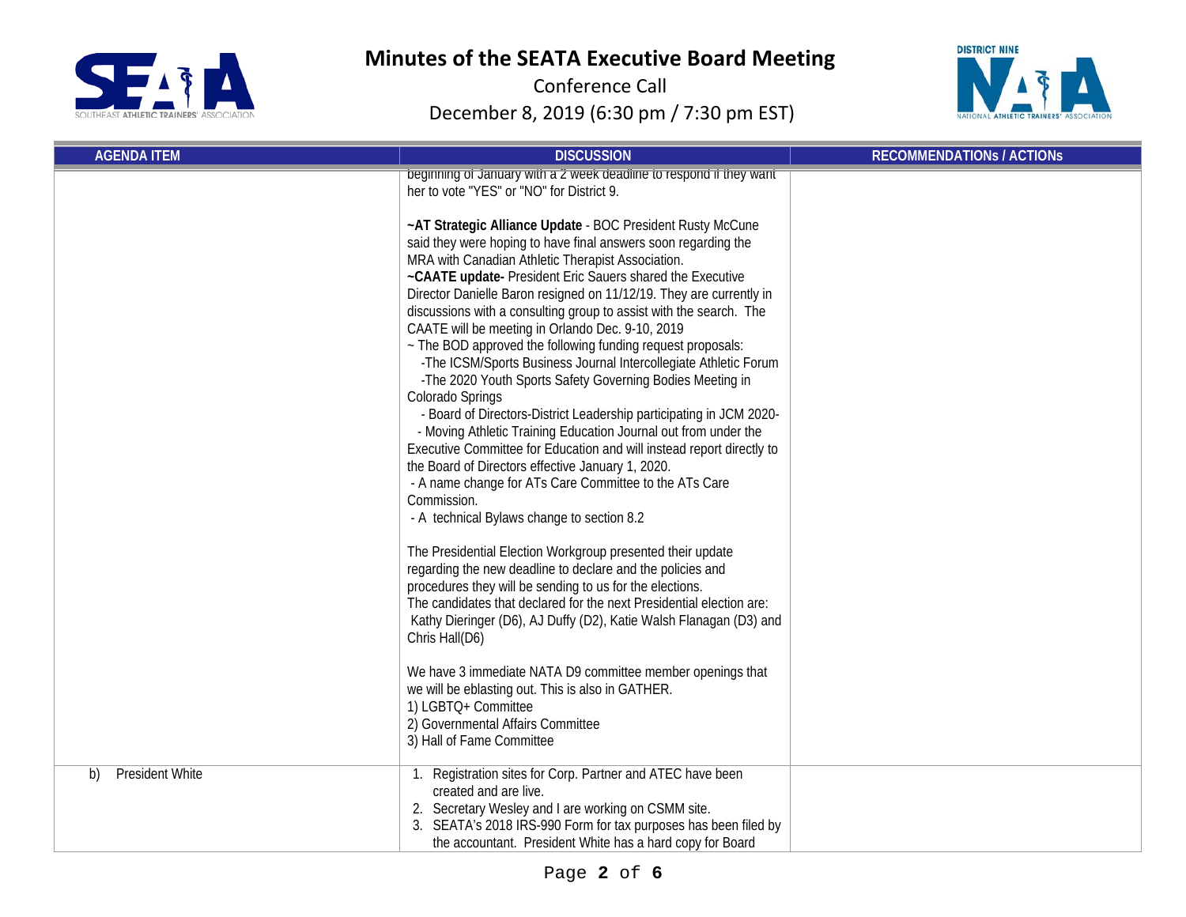# Minutes of the SEATA Executive Board Meeting

Conference Call

December 8, 2019 (6:30 pm / 7:30 pm EST)

| AGENDA ITEM | DISCUSSION | RECOMMENDATIONs / ACTIONs |
|---|---|---|
| | beginning of January with a 2 week deadline to respond if they want her to vote "YES" or "NO" for District 9.<br><br>**~AT Strategic Alliance Update** - BOC President Rusty McCune said they were hoping to have final answers soon regarding the MRA with Canadian Athletic Therapist Association.<br>**~CAATE update-** President Eric Sauers shared the Executive Director Danielle Baron resigned on 11/12/19. They are currently in discussions with a consulting group to assist with the search. The CAATE will be meeting in Orlando Dec. 9-10, 2019<br>~ The BOD approved the following funding request proposals:<br>-The ICSM/Sports Business Journal Intercollegiate Athletic Forum<br>-The 2020 Youth Sports Safety Governing Bodies Meeting in Colorado Springs<br>- Board of Directors-District Leadership participating in JCM 2020-<br>- Moving Athletic Training Education Journal out from under the Executive Committee for Education and will instead report directly to the Board of Directors effective January 1, 2020.<br>- A name change for ATs Care Committee to the ATs Care Commission.<br>- A technical Bylaws change to section 8.2<br><br>The Presidential Election Workgroup presented their update regarding the new deadline to declare and the policies and procedures they will be sending to us for the elections.<br>The candidates that declared for the next Presidential election are: Kathy Dieringer (D6), AJ Duffy (D2), Katie Walsh Flanagan (D3) and Chris Hall(D6)<br><br>We have 3 immediate NATA D9 committee member openings that we will be eblasting out. This is also in GATHER.<br>1) LGBTQ+ Committee<br>2) Governmental Affairs Committee<br>3) Hall of Fame Committee | |
| b) President White | 1. Registration sites for Corp. Partner and ATEC have been created and are live.<br>2. Secretary Wesley and I are working on CSMM site.<br>3. SEATA's 2018 IRS-990 Form for tax purposes has been filed by the accountant. President White has a hard copy for Board | |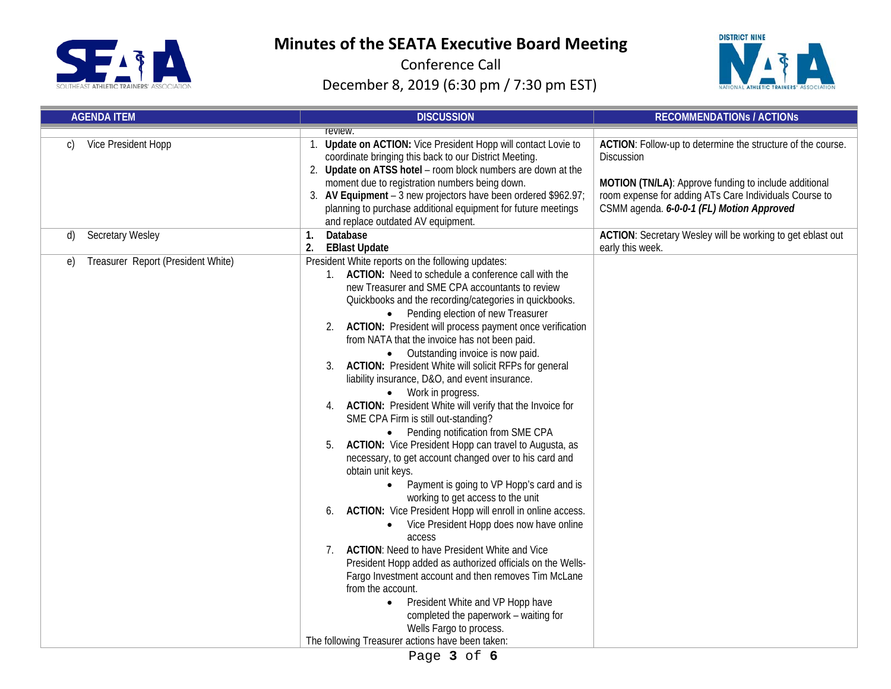# Minutes of the SEATA Executive Board Meeting

Conference Call

December 8, 2019 (6:30 pm / 7:30 pm EST)

| AGENDA ITEM | DISCUSSION | RECOMMENDATIONs / ACTIONs |
|---|---|---|
| | review. | |
| c) Vice President Hopp | 1. **Update on ACTION:** Vice President Hopp will contact Lovie to coordinate bringing this back to our District Meeting.<br>2. **Update on ATSS hotel** – room block numbers are down at the moment due to registration numbers being down.<br>3. **AV Equipment** – 3 new projectors have been ordered $962.97; planning to purchase additional equipment for future meetings and replace outdated AV equipment. | **ACTION**: Follow-up to determine the structure of the course. Discussion<br><br>**MOTION (TN/LA)**: Approve funding to include additional room expense for adding ATs Care Individuals Course to CSMM agenda. ***6-0-0-1 (FL) Motion Approved*** |
| d) Secretary Wesley | **1. Database**<br>**2. EBlast Update** | **ACTION**: Secretary Wesley will be working to get eblast out early this week. |
| e) Treasurer Report (President White) | President White reports on the following updates:<br>1. **ACTION:** Need to schedule a conference call with the new Treasurer and SME CPA accountants to review Quickbooks and the recording/categories in quickbooks.<br>• Pending election of new Treasurer<br>2. **ACTION:** President will process payment once verification from NATA that the invoice has not been paid.<br>• Outstanding invoice is now paid.<br>3. **ACTION:** President White will solicit RFPs for general liability insurance, D&O, and event insurance.<br>• Work in progress.<br>4. **ACTION:** President White will verify that the Invoice for SME CPA Firm is still out-standing?<br>• Pending notification from SME CPA<br>5. **ACTION:** Vice President Hopp can travel to Augusta, as necessary, to get account changed over to his card and obtain unit keys.<br>• Payment is going to VP Hopp's card and is working to get access to the unit<br>6. **ACTION:** Vice President Hopp will enroll in online access.<br>• Vice President Hopp does now have online access<br>7. **ACTION**: Need to have President White and Vice President Hopp added as authorized officials on the Wells-Fargo Investment account and then removes Tim McLane from the account.<br>• President White and VP Hopp have completed the paperwork – waiting for Wells Fargo to process.<br>The following Treasurer actions have been taken: | |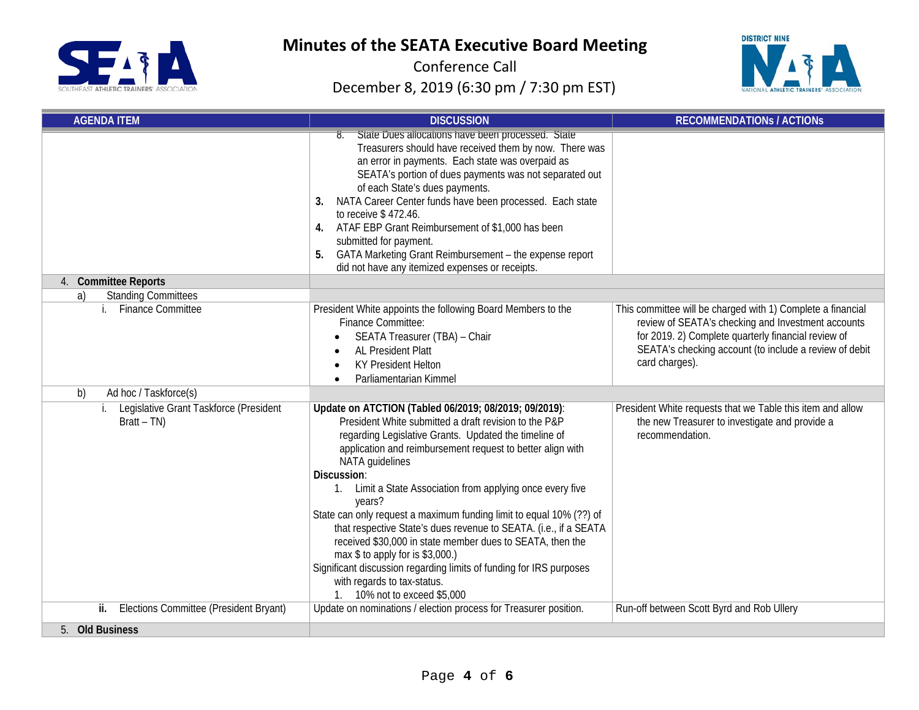# Minutes of the SEATA Executive Board Meeting

Conference Call

December 8, 2019 (6:30 pm / 7:30 pm EST)

| AGENDA ITEM | DISCUSSION | RECOMMENDATIONS / ACTIONs |
|---|---|---|
| | 8. State Dues allocations have been processed. State Treasurers should have received them by now. There was an error in payments. Each state was overpaid as SEATA's portion of dues payments was not separated out of each State's dues payments.<br>**3.** NATA Career Center funds have been processed. Each state to receive $ 472.46.<br>**4.** ATAF EBP Grant Reimbursement of $1,000 has been submitted for payment.<br>**5.** GATA Marketing Grant Reimbursement – the expense report did not have any itemized expenses or receipts. | |
| 4. **Committee Reports** | | |
| a) Standing Committees | | |
| i. Finance Committee | President White appoints the following Board Members to the Finance Committee:<br>• SEATA Treasurer (TBA) – Chair<br>• AL President Platt<br>• KY President Helton<br>• Parliamentarian Kimmel | This committee will be charged with 1) Complete a financial review of SEATA's checking and Investment accounts for 2019. 2) Complete quarterly financial review of SEATA's checking account (to include a review of debit card charges). |
| b) Ad hoc / Taskforce(s) | | |
| i. Legislative Grant Taskforce (President Bratt – TN) | **Update on ATCTION (Tabled 06/2019; 08/2019; 09/2019)**: President White submitted a draft revision to the P&P regarding Legislative Grants. Updated the timeline of application and reimbursement request to better align with NATA guidelines<br>**Discussion**:<br>1. Limit a State Association from applying once every five years?<br>State can only request a maximum funding limit to equal 10% (??) of that respective State's dues revenue to SEATA. (i.e., if a SEATA received $30,000 in state member dues to SEATA, then the max $ to apply for is $3,000.)<br>Significant discussion regarding limits of funding for IRS purposes with regards to tax-status.<br>1. 10% not to exceed $5,000 | President White requests that we Table this item and allow the new Treasurer to investigate and provide a recommendation. |
| **ii.** Elections Committee (President Bryant) | Update on nominations / election process for Treasurer position. | Run-off between Scott Byrd and Rob Ullery |
| 5. **Old Business** | | |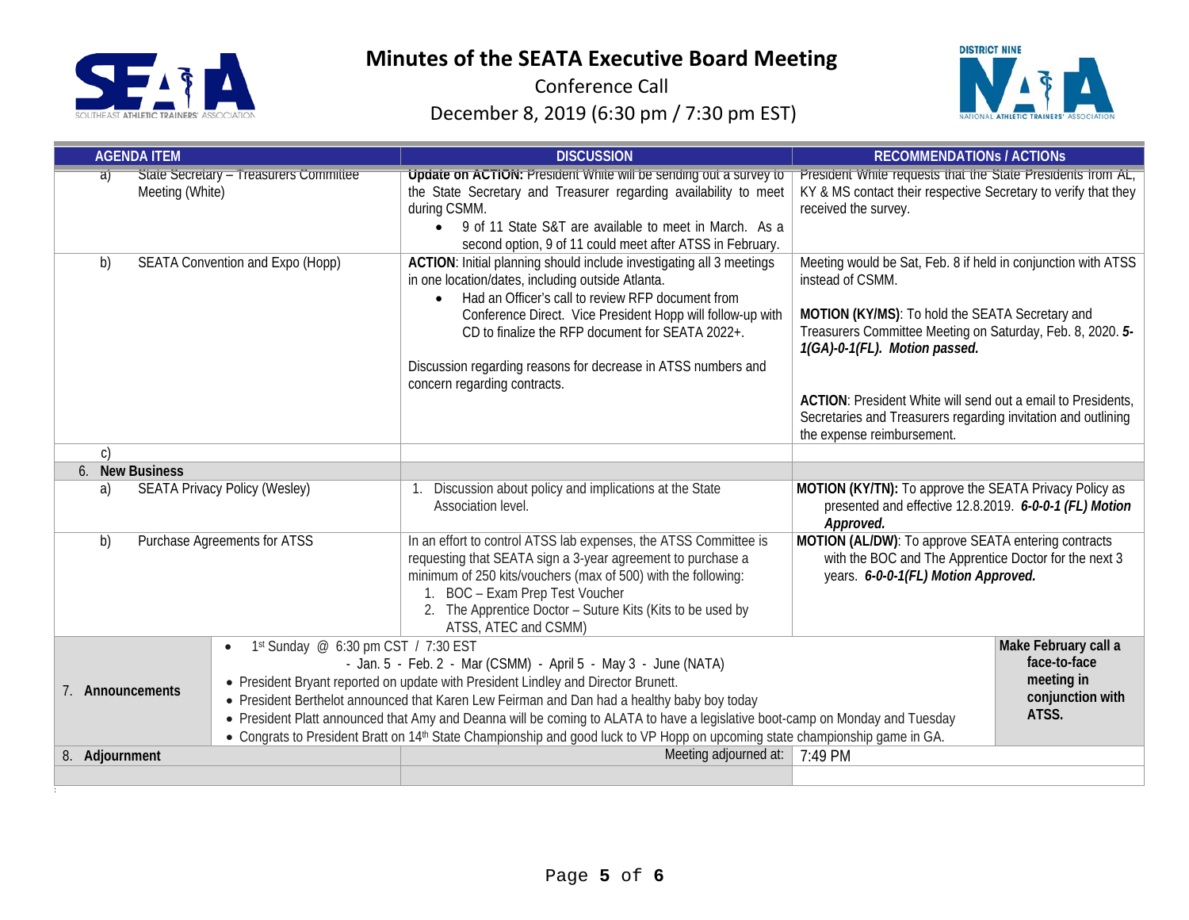# Minutes of the SEATA Executive Board Meeting

Conference Call

December 8, 2019 (6:30 pm / 7:30 pm EST)

| AGENDA ITEM | DISCUSSION | RECOMMENDATIONs / ACTIONs |
|---|---|---|
| a) State Secretary – Treasurers Committee Meeting (White) | **Update on ACTION:** President White will be sending out a survey to the State Secretary and Treasurer regarding availability to meet during CSMM.<br>• 9 of 11 State S&T are available to meet in March. As a second option, 9 of 11 could meet after ATSS in February. | President White requests that the State Presidents from AL, KY & MS contact their respective Secretary to verify that they received the survey. |
| b) SEATA Convention and Expo (Hopp) | **ACTION**: Initial planning should include investigating all 3 meetings in one location/dates, including outside Atlanta.<br>• Had an Officer's call to review RFP document from Conference Direct. Vice President Hopp will follow-up with CD to finalize the RFP document for SEATA 2022+.<br><br>Discussion regarding reasons for decrease in ATSS numbers and concern regarding contracts. | Meeting would be Sat, Feb. 8 if held in conjunction with ATSS instead of CSMM.<br><br>**MOTION (KY/MS)**: To hold the SEATA Secretary and Treasurers Committee Meeting on Saturday, Feb. 8, 2020. ***5-1(GA)-0-1(FL). Motion passed.***<br><br>**ACTION**: President White will send out a email to Presidents, Secretaries and Treasurers regarding invitation and outlining the expense reimbursement. |
| c) | | |
| **6. New Business** | | |
| a) SEATA Privacy Policy (Wesley) | 1. Discussion about policy and implications at the State Association level. | **MOTION (KY/TN):** To approve the SEATA Privacy Policy as presented and effective 12.8.2019. ***6-0-0-1 (FL) Motion Approved.*** |
| b) Purchase Agreements for ATSS | In an effort to control ATSS lab expenses, the ATSS Committee is requesting that SEATA sign a 3-year agreement to purchase a minimum of 250 kits/vouchers (max of 500) with the following:<br>1. BOC – Exam Prep Test Voucher<br>2. The Apprentice Doctor – Suture Kits (Kits to be used by ATSS, ATEC and CSMM) | **MOTION (AL/DW)**: To approve SEATA entering contracts with the BOC and The Apprentice Doctor for the next 3 years. ***6-0-0-1(FL) Motion Approved.*** |
| **7. Announcements** | • 1st Sunday @ 6:30 pm CST / 7:30 EST<br>- Jan. 5 - Feb. 2 - Mar (CSMM) - April 5 - May 3 - June (NATA)<br>• President Bryant reported on update with President Lindley and Director Brunett.<br>• President Berthelot announced that Karen Lew Feirman and Dan had a healthy baby boy today<br>• President Platt announced that Amy and Deanna will be coming to ALATA to have a legislative boot-camp on Monday and Tuesday<br>• Congrats to President Bratt on 14th State Championship and good luck to VP Hopp on upcoming state championship game in GA. | **Make February call a face-to-face meeting in conjunction with ATSS.** |
| **8. Adjournment** | Meeting adjourned at: | 7:49 PM |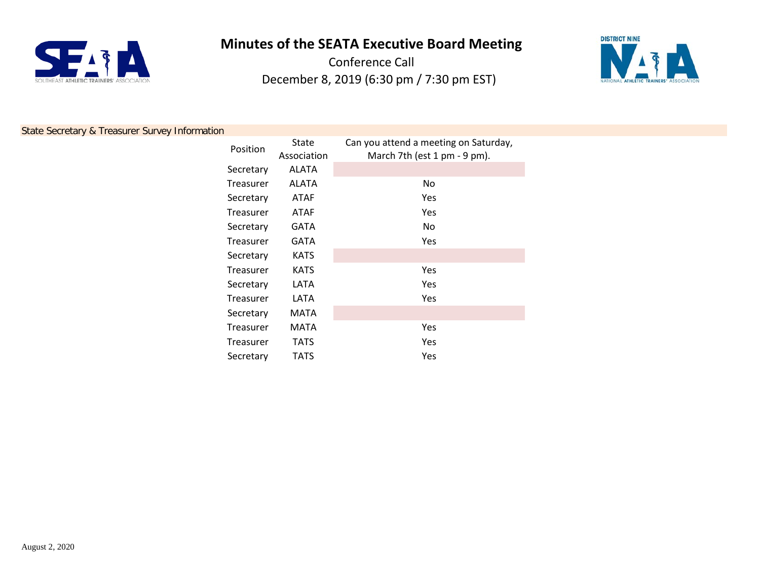# Minutes of the SEATA Executive Board Meeting

Conference Call

December 8, 2019 (6:30 pm / 7:30 pm EST)

State Secretary & Treasurer Survey Information

| Position | State Association | Can you attend a meeting on Saturday, March 7th (est 1 pm - 9 pm). |
|---|---|---|
| Secretary | ALATA | |
| Treasurer | ALATA | No |
| Secretary | ATAF | Yes |
| Treasurer | ATAF | Yes |
| Secretary | GATA | No |
| Treasurer | GATA | Yes |
| Secretary | KATS | |
| Treasurer | KATS | Yes |
| Secretary | LATA | Yes |
| Treasurer | LATA | Yes |
| Secretary | MATA | |
| Treasurer | MATA | Yes |
| Treasurer | TATS | Yes |
| Secretary | TATS | Yes |

August 2, 2020